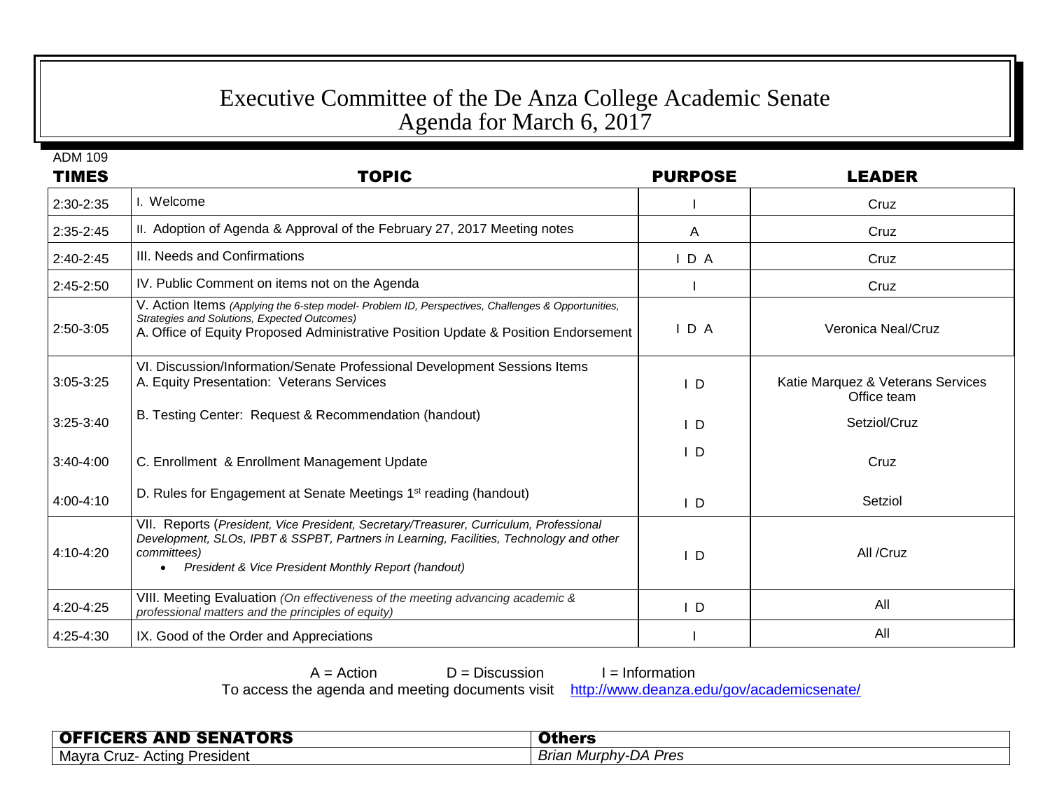# Executive Committee of the De Anza College Academic Senate
## Agenda for March 6, 2017

ADM 109

| TIMES | TOPIC | PURPOSE | LEADER |
|---|---|---|---|
| 2:30-2:35 | I. Welcome | I | Cruz |
| 2:35-2:45 | II. Adoption of Agenda & Approval of the February 27, 2017 Meeting notes | A | Cruz |
| 2:40-2:45 | III. Needs and Confirmations | I D A | Cruz |
| 2:45-2:50 | IV. Public Comment on items not on the Agenda | I | Cruz |
| 2:50-3:05 | V. Action Items *(Applying the 6-step model- Problem ID, Perspectives, Challenges & Opportunities, Strategies and Solutions, Expected Outcomes)*<br>A. Office of Equity Proposed Administrative Position Update & Position Endorsement | I D A | Veronica Neal/Cruz |
| 3:05-3:25 | VI. Discussion/Information/Senate Professional Development Sessions Items<br>A. Equity Presentation: Veterans Services | I D | Katie Marquez & Veterans Services Office team |
| 3:25-3:40 | B. Testing Center: Request & Recommendation (handout) | I D | Setziol/Cruz |
| 3:40-4:00 | C. Enrollment & Enrollment Management Update | I D | Cruz |
| 4:00-4:10 | D. Rules for Engagement at Senate Meetings 1st reading (handout) | I D | Setziol |
| 4:10-4:20 | VII. Reports (*President, Vice President, Secretary/Treasurer, Curriculum, Professional Development, SLOs, IPBT & SSPBT, Partners in Learning, Facilities, Technology and other committees)*<br>• *President & Vice President Monthly Report (handout)* | I D | All /Cruz |
| 4:20-4:25 | VIII. Meeting Evaluation *(On effectiveness of the meeting advancing academic & professional matters and the principles of equity)* | I D | All |
| 4:25-4:30 | IX. Good of the Order and Appreciations | I | All |

A = Action D = Discussion I = Information

To access the agenda and meeting documents visit http://www.deanza.edu/gov/academicsenate/

| OFFICERS AND SENATORS | Others |
|---|---|
| Mayra Cruz- Acting President | *Brian Murphy-DA Pres* |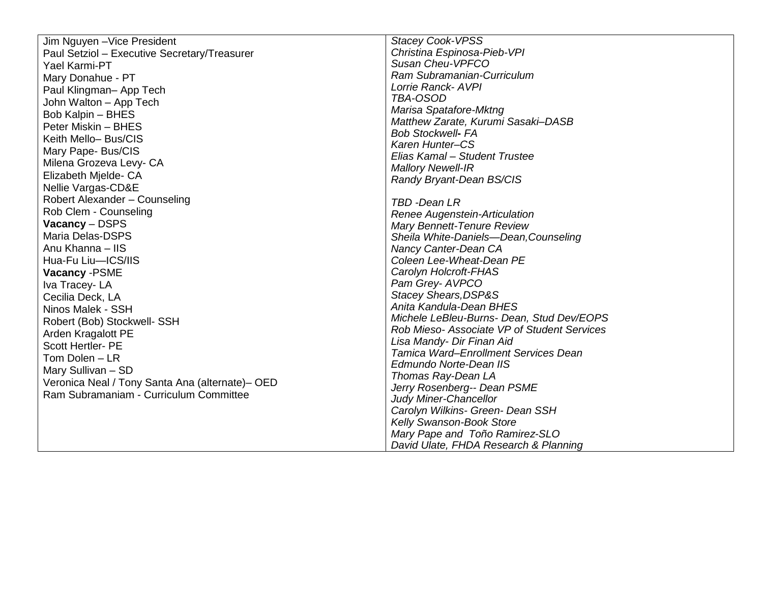| | |
|---|---|
| Jim Nguyen –Vice President<br>Paul Setziol – Executive Secretary/Treasurer<br>Yael Karmi-PT<br>Mary Donahue - PT<br>Paul Klingman– App Tech<br>John Walton – App Tech<br>Bob Kalpin – BHES<br>Peter Miskin – BHES<br>Keith Mello– Bus/CIS<br>Mary Pape- Bus/CIS<br>Milena Grozeva Levy- CA<br>Elizabeth Mjelde- CA<br>Nellie Vargas-CD&E<br>Robert Alexander – Counseling<br>Rob Clem - Counseling<br>**Vacancy** – DSPS<br>Maria Delas-DSPS<br>Anu Khanna – IIS<br>Hua-Fu Liu—ICS/IIS<br>**Vacancy** -PSME<br>Iva Tracey- LA<br>Cecilia Deck, LA<br>Ninos Malek - SSH<br>Robert (Bob) Stockwell- SSH<br>Arden Kragalott PE<br>Scott Hertler- PE<br>Tom Dolen – LR<br>Mary Sullivan – SD<br>Veronica Neal / Tony Santa Ana (alternate)– OED<br>Ram Subramaniam - Curriculum Committee | *Stacey Cook-VPSS*<br>*Christina Espinosa-Pieb-VPI*<br>*Susan Cheu-VPFCO*<br>*Ram Subramanian-Curriculum*<br>*Lorrie Ranck- AVPI*<br>*TBA-OSOD*<br>*Marisa Spatafore-Mktng*<br>*Matthew Zarate, Kurumi Sasaki–DASB*<br>*Bob Stockwell- FA*<br>*Karen Hunter–CS*<br>*Elias Kamal – Student Trustee*<br>*Mallory Newell-IR*<br>*Randy Bryant-Dean BS/CIS*<br><br>*TBD -Dean LR*<br>*Renee Augenstein-Articulation*<br>*Mary Bennett-Tenure Review*<br>*Sheila White-Daniels—Dean,Counseling*<br>*Nancy Canter-Dean CA*<br>*Coleen Lee-Wheat-Dean PE*<br>*Carolyn Holcroft-FHAS*<br>*Pam Grey- AVPCO*<br>*Stacey Shears,DSP&S*<br>*Anita Kandula-Dean BHES*<br>*Michele LeBleu-Burns- Dean, Stud Dev/EOPS*<br>*Rob Mieso- Associate VP of Student Services*<br>*Lisa Mandy- Dir Finan Aid*<br>*Tamica Ward–Enrollment Services Dean*<br>*Edmundo Norte-Dean IIS*<br>*Thomas Ray-Dean LA*<br>*Jerry Rosenberg-- Dean PSME*<br>*Judy Miner-Chancellor*<br>*Carolyn Wilkins- Green- Dean SSH*<br>*Kelly Swanson-Book Store*<br>*Mary Pape and Toño Ramirez-SLO*<br>*David Ulate, FHDA Research & Planning* |